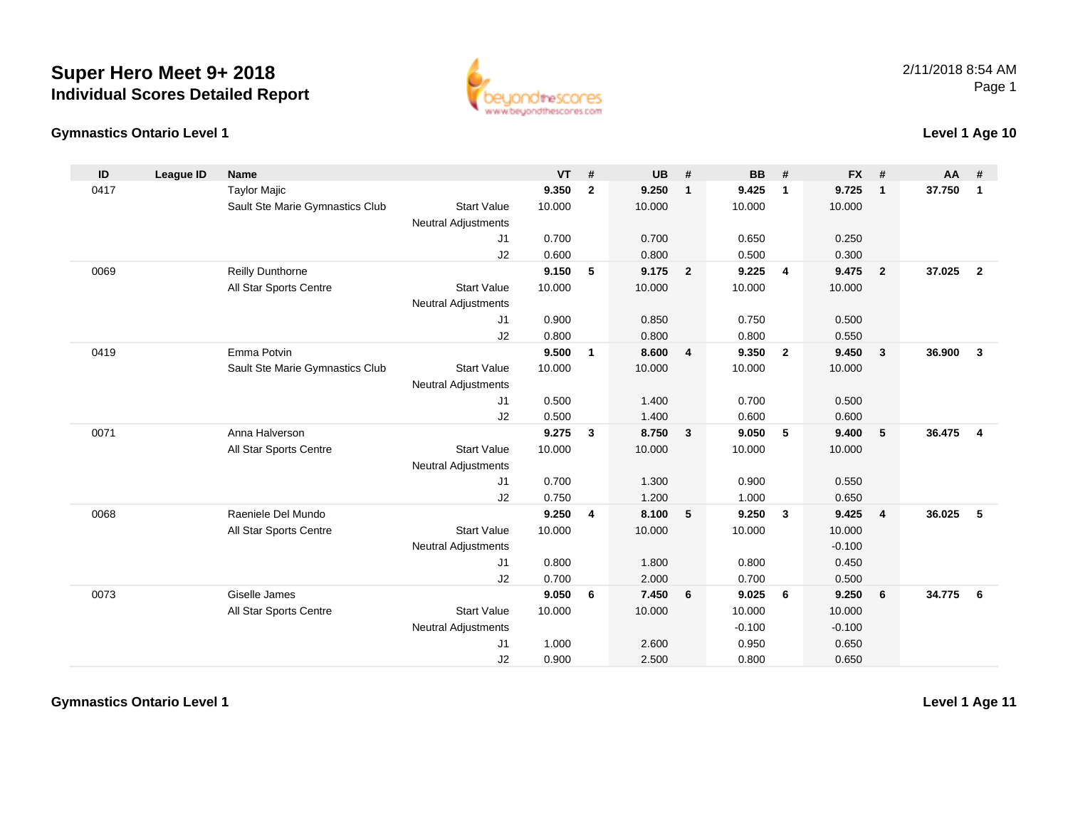# Super Hero Meet 9+ 2018
## Individual Scores Detailed Report

2/11/2018 8:54 AM

### Gymnastics Ontario Level 1

**Level 1 Age 10**

| ID | League ID | Name | | | VT | # | UB | # | BB | # | FX | # | AA | # |
|---|---|---|---|---|---|---|---|---|---|---|---|---|---|---|
| 0417 | | Taylor Majic | | | **9.350** | **2** | **9.250** | **1** | **9.425** | **1** | **9.725** | **1** | **37.750** | **1** |
| | | Sault Ste Marie Gymnastics Club | | Start Value | 10.000 | | 10.000 | | 10.000 | | 10.000 | | | |
| | | | | Neutral Adjustments | | | | | | | | | | |
| | | | | J1 | 0.700 | | 0.700 | | 0.650 | | 0.250 | | | |
| | | | | J2 | 0.600 | | 0.800 | | 0.500 | | 0.300 | | | |
| 0069 | | Reilly Dunthorne | | | **9.150** | **5** | **9.175** | **2** | **9.225** | **4** | **9.475** | **2** | **37.025** | **2** |
| | | All Star Sports Centre | | Start Value | 10.000 | | 10.000 | | 10.000 | | 10.000 | | | |
| | | | | Neutral Adjustments | | | | | | | | | | |
| | | | | J1 | 0.900 | | 0.850 | | 0.750 | | 0.500 | | | |
| | | | | J2 | 0.800 | | 0.800 | | 0.800 | | 0.550 | | | |
| 0419 | | Emma Potvin | | | **9.500** | **1** | **8.600** | **4** | **9.350** | **2** | **9.450** | **3** | **36.900** | **3** |
| | | Sault Ste Marie Gymnastics Club | | Start Value | 10.000 | | 10.000 | | 10.000 | | 10.000 | | | |
| | | | | Neutral Adjustments | | | | | | | | | | |
| | | | | J1 | 0.500 | | 1.400 | | 0.700 | | 0.500 | | | |
| | | | | J2 | 0.500 | | 1.400 | | 0.600 | | 0.600 | | | |
| 0071 | | Anna Halverson | | | **9.275** | **3** | **8.750** | **3** | **9.050** | **5** | **9.400** | **5** | **36.475** | **4** |
| | | All Star Sports Centre | | Start Value | 10.000 | | 10.000 | | 10.000 | | 10.000 | | | |
| | | | | Neutral Adjustments | | | | | | | | | | |
| | | | | J1 | 0.700 | | 1.300 | | 0.900 | | 0.550 | | | |
| | | | | J2 | 0.750 | | 1.200 | | 1.000 | | 0.650 | | | |
| 0068 | | Raeniele Del Mundo | | | **9.250** | **4** | **8.100** | **5** | **9.250** | **3** | **9.425** | **4** | **36.025** | **5** |
| | | All Star Sports Centre | | Start Value | 10.000 | | 10.000 | | 10.000 | | 10.000 | | | |
| | | | | Neutral Adjustments | | | | | | | -0.100 | | | |
| | | | | J1 | 0.800 | | 1.800 | | 0.800 | | 0.450 | | | |
| | | | | J2 | 0.700 | | 2.000 | | 0.700 | | 0.500 | | | |
| 0073 | | Giselle James | | | **9.050** | **6** | **7.450** | **6** | **9.025** | **6** | **9.250** | **6** | **34.775** | **6** |
| | | All Star Sports Centre | | Start Value | 10.000 | | 10.000 | | 10.000 | | 10.000 | | | |
| | | | | Neutral Adjustments | | | | | -0.100 | | -0.100 | | | |
| | | | | J1 | 1.000 | | 2.600 | | 0.950 | | 0.650 | | | |
| | | | | J2 | 0.900 | | 2.500 | | 0.800 | | 0.650 | | | |

### Gymnastics Ontario Level 1

**Level 1 Age 11**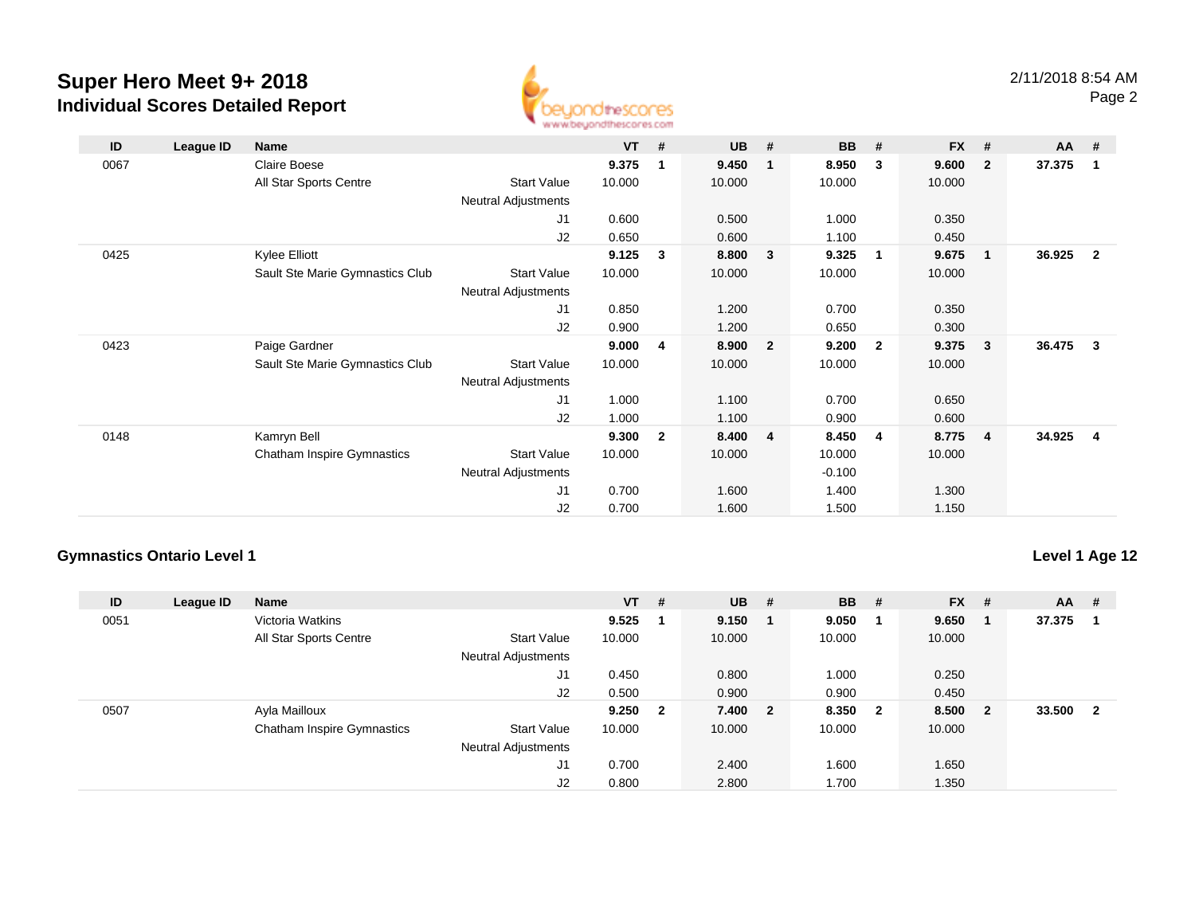# Super Hero Meet 9+ 2018
## Individual Scores Detailed Report

2/11/2018 8:54 AM

| ID | League ID | Name | | VT | # | UB | # | BB | # | FX | # | AA | # |
|---|---|---|---|---|---|---|---|---|---|---|---|---|---|
| 0067 | | Claire Boese | | **9.375** | **1** | **9.450** | **1** | **8.950** | **3** | **9.600** | **2** | **37.375** | **1** |
| | | All Star Sports Centre | Start Value | 10.000 | | 10.000 | | 10.000 | | 10.000 | | | |
| | | | Neutral Adjustments | | | | | | | | | | |
| | | | J1 | 0.600 | | 0.500 | | 1.000 | | 0.350 | | | |
| | | | J2 | 0.650 | | 0.600 | | 1.100 | | 0.450 | | | |
| 0425 | | Kylee Elliott | | **9.125** | **3** | **8.800** | **3** | **9.325** | **1** | **9.675** | **1** | **36.925** | **2** |
| | | Sault Ste Marie Gymnastics Club | Start Value | 10.000 | | 10.000 | | 10.000 | | 10.000 | | | |
| | | | Neutral Adjustments | | | | | | | | | | |
| | | | J1 | 0.850 | | 1.200 | | 0.700 | | 0.350 | | | |
| | | | J2 | 0.900 | | 1.200 | | 0.650 | | 0.300 | | | |
| 0423 | | Paige Gardner | | **9.000** | **4** | **8.900** | **2** | **9.200** | **2** | **9.375** | **3** | **36.475** | **3** |
| | | Sault Ste Marie Gymnastics Club | Start Value | 10.000 | | 10.000 | | 10.000 | | 10.000 | | | |
| | | | Neutral Adjustments | | | | | | | | | | |
| | | | J1 | 1.000 | | 1.100 | | 0.700 | | 0.650 | | | |
| | | | J2 | 1.000 | | 1.100 | | 0.900 | | 0.600 | | | |
| 0148 | | Kamryn Bell | | **9.300** | **2** | **8.400** | **4** | **8.450** | **4** | **8.775** | **4** | **34.925** | **4** |
| | | Chatham Inspire Gymnastics | Start Value | 10.000 | | 10.000 | | 10.000 | | 10.000 | | | |
| | | | Neutral Adjustments | | | | | -0.100 | | | | | |
| | | | J1 | 0.700 | | 1.600 | | 1.400 | | 1.300 | | | |
| | | | J2 | 0.700 | | 1.600 | | 1.500 | | 1.150 | | | |

### Gymnastics Ontario Level 1

**Level 1 Age 12**

| ID | League ID | Name | | VT | # | UB | # | BB | # | FX | # | AA | # |
|---|---|---|---|---|---|---|---|---|---|---|---|---|---|
| 0051 | | Victoria Watkins | | **9.525** | **1** | **9.150** | **1** | **9.050** | **1** | **9.650** | **1** | **37.375** | **1** |
| | | All Star Sports Centre | Start Value | 10.000 | | 10.000 | | 10.000 | | 10.000 | | | |
| | | | Neutral Adjustments | | | | | | | | | | |
| | | | J1 | 0.450 | | 0.800 | | 1.000 | | 0.250 | | | |
| | | | J2 | 0.500 | | 0.900 | | 0.900 | | 0.450 | | | |
| 0507 | | Ayla Mailloux | | **9.250** | **2** | **7.400** | **2** | **8.350** | **2** | **8.500** | **2** | **33.500** | **2** |
| | | Chatham Inspire Gymnastics | Start Value | 10.000 | | 10.000 | | 10.000 | | 10.000 | | | |
| | | | Neutral Adjustments | | | | | | | | | | |
| | | | J1 | 0.700 | | 2.400 | | 1.600 | | 1.650 | | | |
| | | | J2 | 0.800 | | 2.800 | | 1.700 | | 1.350 | | | |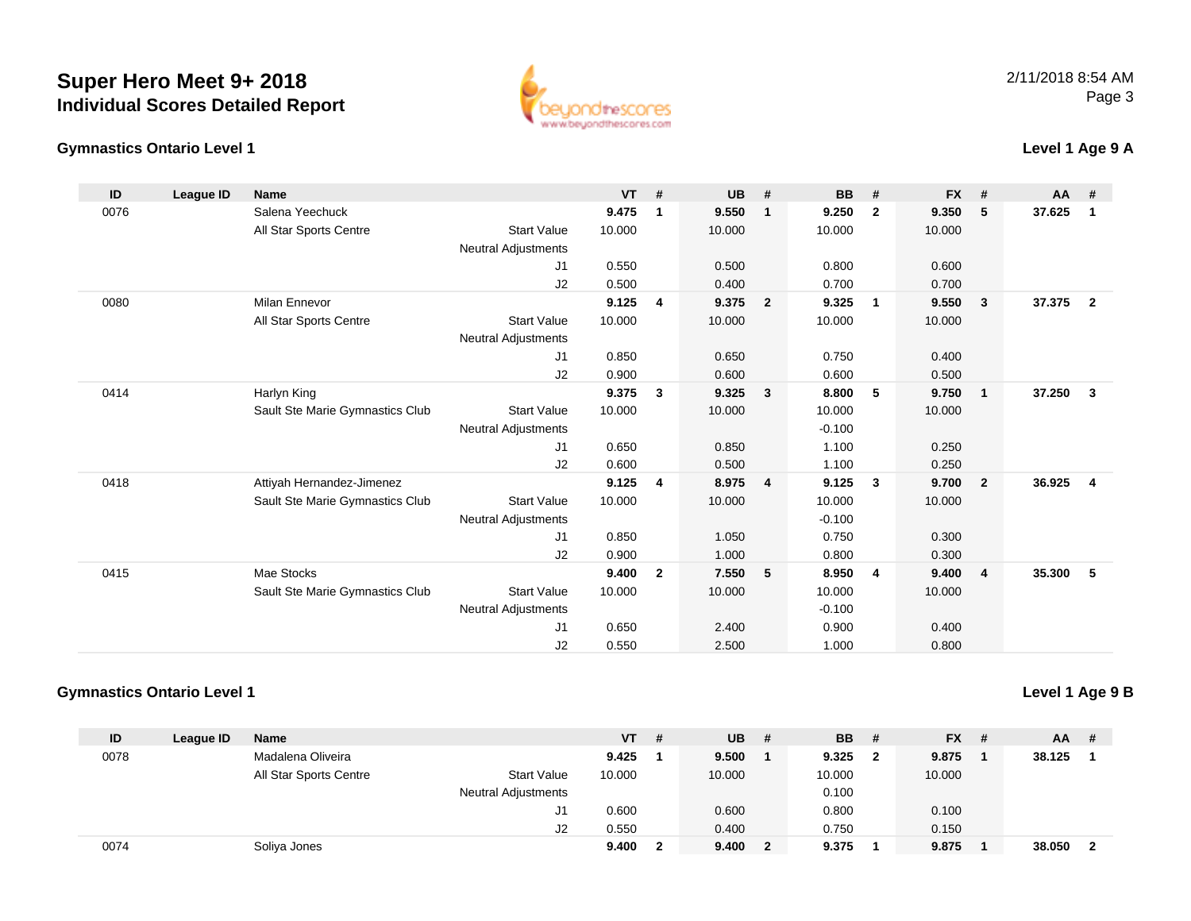# Super Hero Meet 9+ 2018
## Individual Scores Detailed Report

2/11/2018 8:54 AM

### Gymnastics Ontario Level 1

**Level 1 Age 9 A**

| ID | League ID | Name | | VT | # | UB | # | BB | # | FX | # | AA | # |
|---|---|---|---|---|---|---|---|---|---|---|---|---|---|
| 0076 | | Salena Yeechuck | | **9.475** | **1** | **9.550** | **1** | **9.250** | **2** | **9.350** | **5** | **37.625** | **1** |
| | | All Star Sports Centre | Start Value | 10.000 | | 10.000 | | 10.000 | | 10.000 | | | |
| | | | Neutral Adjustments | | | | | | | | | | |
| | | | J1 | 0.550 | | 0.500 | | 0.800 | | 0.600 | | | |
| | | | J2 | 0.500 | | 0.400 | | 0.700 | | 0.700 | | | |
| 0080 | | Milan Ennevor | | **9.125** | **4** | **9.375** | **2** | **9.325** | **1** | **9.550** | **3** | **37.375** | **2** |
| | | All Star Sports Centre | Start Value | 10.000 | | 10.000 | | 10.000 | | 10.000 | | | |
| | | | Neutral Adjustments | | | | | | | | | | |
| | | | J1 | 0.850 | | 0.650 | | 0.750 | | 0.400 | | | |
| | | | J2 | 0.900 | | 0.600 | | 0.600 | | 0.500 | | | |
| 0414 | | Harlyn King | | **9.375** | **3** | **9.325** | **3** | **8.800** | **5** | **9.750** | **1** | **37.250** | **3** |
| | | Sault Ste Marie Gymnastics Club | Start Value | 10.000 | | 10.000 | | 10.000 | | 10.000 | | | |
| | | | Neutral Adjustments | | | | | -0.100 | | | | | |
| | | | J1 | 0.650 | | 0.850 | | 1.100 | | 0.250 | | | |
| | | | J2 | 0.600 | | 0.500 | | 1.100 | | 0.250 | | | |
| 0418 | | Attiyah Hernandez-Jimenez | | **9.125** | **4** | **8.975** | **4** | **9.125** | **3** | **9.700** | **2** | **36.925** | **4** |
| | | Sault Ste Marie Gymnastics Club | Start Value | 10.000 | | 10.000 | | 10.000 | | 10.000 | | | |
| | | | Neutral Adjustments | | | | | -0.100 | | | | | |
| | | | J1 | 0.850 | | 1.050 | | 0.750 | | 0.300 | | | |
| | | | J2 | 0.900 | | 1.000 | | 0.800 | | 0.300 | | | |
| 0415 | | Mae Stocks | | **9.400** | **2** | **7.550** | **5** | **8.950** | **4** | **9.400** | **4** | **35.300** | **5** |
| | | Sault Ste Marie Gymnastics Club | Start Value | 10.000 | | 10.000 | | 10.000 | | 10.000 | | | |
| | | | Neutral Adjustments | | | | | -0.100 | | | | | |
| | | | J1 | 0.650 | | 2.400 | | 0.900 | | 0.400 | | | |
| | | | J2 | 0.550 | | 2.500 | | 1.000 | | 0.800 | | | |

### Gymnastics Ontario Level 1

**Level 1 Age 9 B**

| ID | League ID | Name | | VT | # | UB | # | BB | # | FX | # | AA | # |
|---|---|---|---|---|---|---|---|---|---|---|---|---|---|
| 0078 | | Madalena Oliveira | | **9.425** | **1** | **9.500** | **1** | **9.325** | **2** | **9.875** | **1** | **38.125** | **1** |
| | | All Star Sports Centre | Start Value | 10.000 | | 10.000 | | 10.000 | | 10.000 | | | |
| | | | Neutral Adjustments | | | | | 0.100 | | | | | |
| | | | J1 | 0.600 | | 0.600 | | 0.800 | | 0.100 | | | |
| | | | J2 | 0.550 | | 0.400 | | 0.750 | | 0.150 | | | |
| 0074 | | Soliya Jones | | **9.400** | **2** | **9.400** | **2** | **9.375** | **1** | **9.875** | **1** | **38.050** | **2** |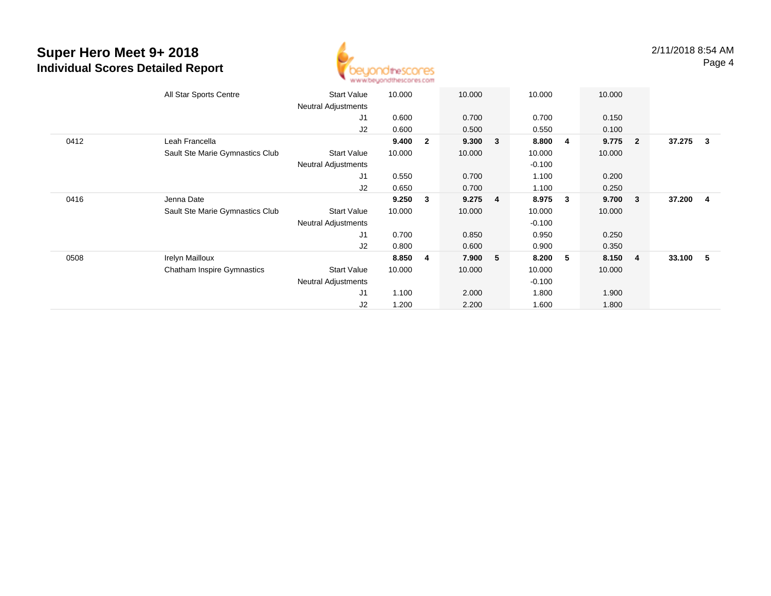# Super Hero Meet 9+ 2018

## Individual Scores Detailed Report

2/11/2018 8:54 AM

| | | | | | | | | | | | | |
|---|---|---|---|---|---|---|---|---|---|---|---|---|
| | All Star Sports Centre | Start Value | 10.000 | | 10.000 | | 10.000 | | 10.000 | | | |
| | | Neutral Adjustments | | | | | | | | | | |
| | | J1 | 0.600 | | 0.700 | | 0.700 | | 0.150 | | | |
| | | J2 | 0.600 | | 0.500 | | 0.550 | | 0.100 | | | |
| 0412 | Leah Francella | | **9.400** | **2** | **9.300** | **3** | **8.800** | **4** | **9.775** | **2** | **37.275** | **3** |
| | Sault Ste Marie Gymnastics Club | Start Value | 10.000 | | 10.000 | | 10.000 | | 10.000 | | | |
| | | Neutral Adjustments | | | | | -0.100 | | | | | |
| | | J1 | 0.550 | | 0.700 | | 1.100 | | 0.200 | | | |
| | | J2 | 0.650 | | 0.700 | | 1.100 | | 0.250 | | | |
| 0416 | Jenna Date | | **9.250** | **3** | **9.275** | **4** | **8.975** | **3** | **9.700** | **3** | **37.200** | **4** |
| | Sault Ste Marie Gymnastics Club | Start Value | 10.000 | | 10.000 | | 10.000 | | 10.000 | | | |
| | | Neutral Adjustments | | | | | -0.100 | | | | | |
| | | J1 | 0.700 | | 0.850 | | 0.950 | | 0.250 | | | |
| | | J2 | 0.800 | | 0.600 | | 0.900 | | 0.350 | | | |
| 0508 | Irelyn Mailloux | | **8.850** | **4** | **7.900** | **5** | **8.200** | **5** | **8.150** | **4** | **33.100** | **5** |
| | Chatham Inspire Gymnastics | Start Value | 10.000 | | 10.000 | | 10.000 | | 10.000 | | | |
| | | Neutral Adjustments | | | | | -0.100 | | | | | |
| | | J1 | 1.100 | | 2.000 | | 1.800 | | 1.900 | | | |
| | | J2 | 1.200 | | 2.200 | | 1.600 | | 1.800 | | | |